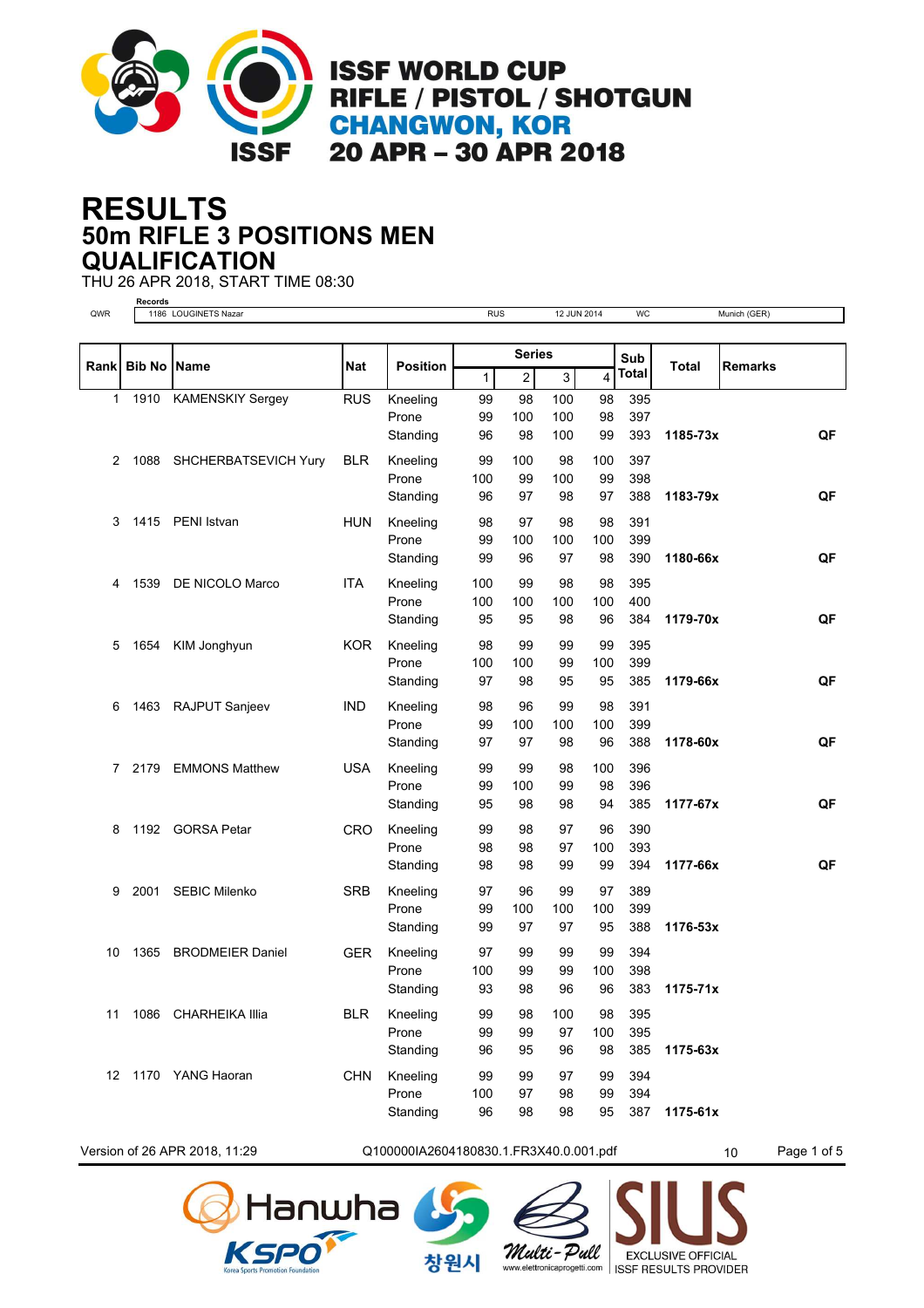# ISSF WORLD CUP
## RIFLE / PISTOL / SHOTGUN
## CHANGWON, KOR
## 20 APR – 30 APR 2018

# RESULTS
## 50m RIFLE 3 POSITIONS MEN
## QUALIFICATION

THU 26 APR 2018, START TIME 08:30

**Records**

| | | | | | | |
|---|---|---|---|---|---|---|
| QWR | 1186 | LOUGINETS Nazar | RUS | 12 JUN 2014 | WC | Munich (GER) |

| Rank | Bib No | Name | Nat | Position | Series 1 | 2 | 3 | 4 | Sub Total | Total | Remarks |
|---|---|---|---|---|---|---|---|---|---|---|---|
| 1 | 1910 | KAMENSKIY Sergey | RUS | Kneeling | 99 | 98 | 100 | 98 | 395 | | |
| | | | | Prone | 99 | 100 | 100 | 98 | 397 | | |
| | | | | Standing | 96 | 98 | 100 | 99 | 393 | **1185-73x** | **QF** |
| 2 | 1088 | SHCHERBATSEVICH Yury | BLR | Kneeling | 99 | 100 | 98 | 100 | 397 | | |
| | | | | Prone | 100 | 99 | 100 | 99 | 398 | | |
| | | | | Standing | 96 | 97 | 98 | 97 | 388 | **1183-79x** | **QF** |
| 3 | 1415 | PENI Istvan | HUN | Kneeling | 98 | 97 | 98 | 98 | 391 | | |
| | | | | Prone | 99 | 100 | 100 | 100 | 399 | | |
| | | | | Standing | 99 | 96 | 97 | 98 | 390 | **1180-66x** | **QF** |
| 4 | 1539 | DE NICOLO Marco | ITA | Kneeling | 100 | 99 | 98 | 98 | 395 | | |
| | | | | Prone | 100 | 100 | 100 | 100 | 400 | | |
| | | | | Standing | 95 | 95 | 98 | 96 | 384 | **1179-70x** | **QF** |
| 5 | 1654 | KIM Jonghyun | KOR | Kneeling | 98 | 99 | 99 | 99 | 395 | | |
| | | | | Prone | 100 | 100 | 99 | 100 | 399 | | |
| | | | | Standing | 97 | 98 | 95 | 95 | 385 | **1179-66x** | **QF** |
| 6 | 1463 | RAJPUT Sanjeev | IND | Kneeling | 98 | 96 | 99 | 98 | 391 | | |
| | | | | Prone | 99 | 100 | 100 | 100 | 399 | | |
| | | | | Standing | 97 | 97 | 98 | 96 | 388 | **1178-60x** | **QF** |
| 7 | 2179 | EMMONS Matthew | USA | Kneeling | 99 | 99 | 98 | 100 | 396 | | |
| | | | | Prone | 99 | 100 | 99 | 98 | 396 | | |
| | | | | Standing | 95 | 98 | 98 | 94 | 385 | **1177-67x** | **QF** |
| 8 | 1192 | GORSA Petar | CRO | Kneeling | 99 | 98 | 97 | 96 | 390 | | |
| | | | | Prone | 98 | 98 | 97 | 100 | 393 | | |
| | | | | Standing | 98 | 98 | 99 | 99 | 394 | **1177-66x** | **QF** |
| 9 | 2001 | SEBIC Milenko | SRB | Kneeling | 97 | 96 | 99 | 97 | 389 | | |
| | | | | Prone | 99 | 100 | 100 | 100 | 399 | | |
| | | | | Standing | 99 | 97 | 97 | 95 | 388 | **1176-53x** | |
| 10 | 1365 | BRODMEIER Daniel | GER | Kneeling | 97 | 99 | 99 | 99 | 394 | | |
| | | | | Prone | 100 | 99 | 99 | 100 | 398 | | |
| | | | | Standing | 93 | 98 | 96 | 96 | 383 | **1175-71x** | |
| 11 | 1086 | CHARHEIKA Illia | BLR | Kneeling | 99 | 98 | 100 | 98 | 395 | | |
| | | | | Prone | 99 | 99 | 97 | 100 | 395 | | |
| | | | | Standing | 96 | 95 | 96 | 98 | 385 | **1175-63x** | |
| 12 | 1170 | YANG Haoran | CHN | Kneeling | 99 | 99 | 97 | 99 | 394 | | |
| | | | | Prone | 100 | 97 | 98 | 99 | 394 | | |
| | | | | Standing | 96 | 98 | 98 | 95 | 387 | **1175-61x** | |

Version of 26 APR 2018, 11:29 Q100000IA2604180830.1.FR3X40.0.001.pdf 10

Hanwha KSPO 창원시 Multi-Pull www.elettronicaprogetti.com SIUS EXCLUSIVE OFFICIAL ISSF RESULTS PROVIDER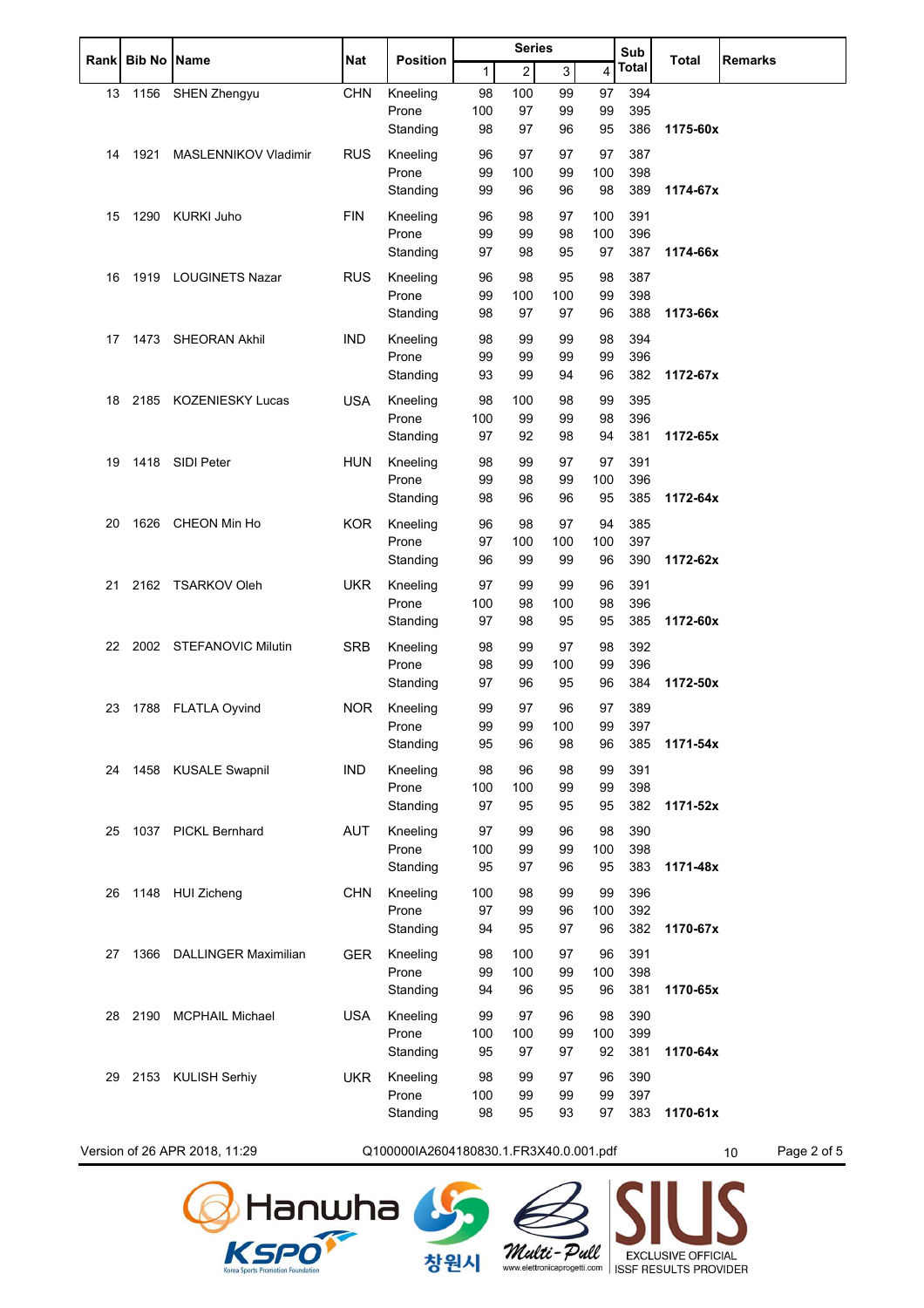| Rank | Bib No | Name | Nat | Position | Series 1 | 2 | 3 | 4 | Sub Total | Total | Remarks |
|---|---|---|---|---|---|---|---|---|---|---|---|
| 13 | 1156 | SHEN Zhengyu | CHN | Kneeling | 98 | 100 | 99 | 97 | 394 | | |
| | | | | Prone | 100 | 97 | 99 | 99 | 395 | | |
| | | | | Standing | 98 | 97 | 96 | 95 | 386 | **1175-60x** | |
| 14 | 1921 | MASLENNIKOV Vladimir | RUS | Kneeling | 96 | 97 | 97 | 97 | 387 | | |
| | | | | Prone | 99 | 100 | 99 | 100 | 398 | | |
| | | | | Standing | 99 | 96 | 96 | 98 | 389 | **1174-67x** | |
| 15 | 1290 | KURKI Juho | FIN | Kneeling | 96 | 98 | 97 | 100 | 391 | | |
| | | | | Prone | 99 | 99 | 98 | 100 | 396 | | |
| | | | | Standing | 97 | 98 | 95 | 97 | 387 | **1174-66x** | |
| 16 | 1919 | LOUGINETS Nazar | RUS | Kneeling | 96 | 98 | 95 | 98 | 387 | | |
| | | | | Prone | 99 | 100 | 100 | 99 | 398 | | |
| | | | | Standing | 98 | 97 | 97 | 96 | 388 | **1173-66x** | |
| 17 | 1473 | SHEORAN Akhil | IND | Kneeling | 98 | 99 | 99 | 98 | 394 | | |
| | | | | Prone | 99 | 99 | 99 | 99 | 396 | | |
| | | | | Standing | 93 | 99 | 94 | 96 | 382 | **1172-67x** | |
| 18 | 2185 | KOZENIESKY Lucas | USA | Kneeling | 98 | 100 | 98 | 99 | 395 | | |
| | | | | Prone | 100 | 99 | 99 | 98 | 396 | | |
| | | | | Standing | 97 | 92 | 98 | 94 | 381 | **1172-65x** | |
| 19 | 1418 | SIDI Peter | HUN | Kneeling | 98 | 99 | 97 | 97 | 391 | | |
| | | | | Prone | 99 | 98 | 99 | 100 | 396 | | |
| | | | | Standing | 98 | 96 | 96 | 95 | 385 | **1172-64x** | |
| 20 | 1626 | CHEON Min Ho | KOR | Kneeling | 96 | 98 | 97 | 94 | 385 | | |
| | | | | Prone | 97 | 100 | 100 | 100 | 397 | | |
| | | | | Standing | 96 | 99 | 99 | 96 | 390 | **1172-62x** | |
| 21 | 2162 | TSARKOV Oleh | UKR | Kneeling | 97 | 99 | 99 | 96 | 391 | | |
| | | | | Prone | 100 | 98 | 100 | 98 | 396 | | |
| | | | | Standing | 97 | 98 | 95 | 95 | 385 | **1172-60x** | |
| 22 | 2002 | STEFANOVIC Milutin | SRB | Kneeling | 98 | 99 | 97 | 98 | 392 | | |
| | | | | Prone | 98 | 99 | 100 | 99 | 396 | | |
| | | | | Standing | 97 | 96 | 95 | 96 | 384 | **1172-50x** | |
| 23 | 1788 | FLATLA Oyvind | NOR | Kneeling | 99 | 97 | 96 | 97 | 389 | | |
| | | | | Prone | 99 | 99 | 100 | 99 | 397 | | |
| | | | | Standing | 95 | 96 | 98 | 96 | 385 | **1171-54x** | |
| 24 | 1458 | KUSALE Swapnil | IND | Kneeling | 98 | 96 | 98 | 99 | 391 | | |
| | | | | Prone | 100 | 100 | 99 | 99 | 398 | | |
| | | | | Standing | 97 | 95 | 95 | 95 | 382 | **1171-52x** | |
| 25 | 1037 | PICKL Bernhard | AUT | Kneeling | 97 | 99 | 96 | 98 | 390 | | |
| | | | | Prone | 100 | 99 | 99 | 100 | 398 | | |
| | | | | Standing | 95 | 97 | 96 | 95 | 383 | **1171-48x** | |
| 26 | 1148 | HUI Zicheng | CHN | Kneeling | 100 | 98 | 99 | 99 | 396 | | |
| | | | | Prone | 97 | 99 | 96 | 100 | 392 | | |
| | | | | Standing | 94 | 95 | 97 | 96 | 382 | **1170-67x** | |
| 27 | 1366 | DALLINGER Maximilian | GER | Kneeling | 98 | 100 | 97 | 96 | 391 | | |
| | | | | Prone | 99 | 100 | 99 | 100 | 398 | | |
| | | | | Standing | 94 | 96 | 95 | 96 | 381 | **1170-65x** | |
| 28 | 2190 | MCPHAIL Michael | USA | Kneeling | 99 | 97 | 96 | 98 | 390 | | |
| | | | | Prone | 100 | 100 | 99 | 100 | 399 | | |
| | | | | Standing | 95 | 97 | 97 | 92 | 381 | **1170-64x** | |
| 29 | 2153 | KULISH Serhiy | UKR | Kneeling | 98 | 99 | 97 | 96 | 390 | | |
| | | | | Prone | 100 | 99 | 99 | 99 | 397 | | |
| | | | | Standing | 98 | 95 | 93 | 97 | 383 | **1170-61x** | |

Version of 26 APR 2018, 11:29 Q100000IA2604180830.1.FR3X40.0.001.pdf 10

EXCLUSIVE OFFICIAL ISSF RESULTS PROVIDER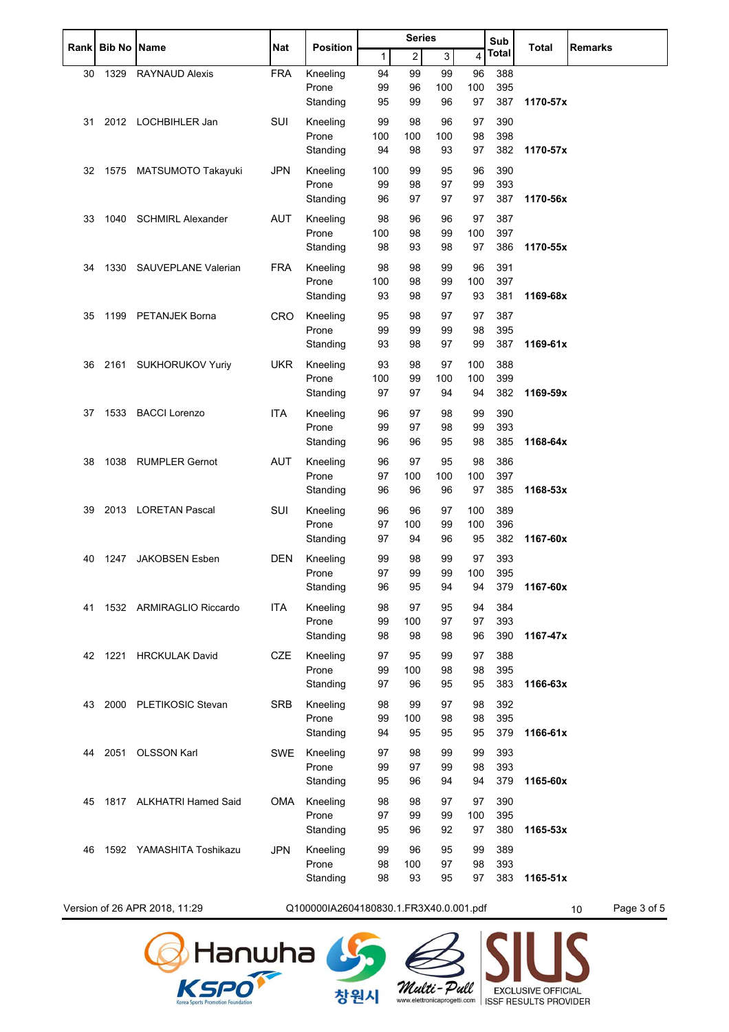| Rank | Bib No | Name | Nat | Position | Series 1 | 2 | 3 | 4 | Sub Total | Total | Remarks |
|---|---|---|---|---|---|---|---|---|---|---|---|
| 30 | 1329 | RAYNAUD Alexis | FRA | Kneeling | 94 | 99 | 99 | 96 | 388 | | |
| | | | | Prone | 99 | 96 | 100 | 100 | 395 | | |
| | | | | Standing | 95 | 99 | 96 | 97 | 387 | **1170-57x** | |
| 31 | 2012 | LOCHBIHLER Jan | SUI | Kneeling | 99 | 98 | 96 | 97 | 390 | | |
| | | | | Prone | 100 | 100 | 100 | 98 | 398 | | |
| | | | | Standing | 94 | 98 | 93 | 97 | 382 | **1170-57x** | |
| 32 | 1575 | MATSUMOTO Takayuki | JPN | Kneeling | 100 | 99 | 95 | 96 | 390 | | |
| | | | | Prone | 99 | 98 | 97 | 99 | 393 | | |
| | | | | Standing | 96 | 97 | 97 | 97 | 387 | **1170-56x** | |
| 33 | 1040 | SCHMIRL Alexander | AUT | Kneeling | 98 | 96 | 96 | 97 | 387 | | |
| | | | | Prone | 100 | 98 | 99 | 100 | 397 | | |
| | | | | Standing | 98 | 93 | 98 | 97 | 386 | **1170-55x** | |
| 34 | 1330 | SAUVEPLANE Valerian | FRA | Kneeling | 98 | 98 | 99 | 96 | 391 | | |
| | | | | Prone | 100 | 98 | 99 | 100 | 397 | | |
| | | | | Standing | 93 | 98 | 97 | 93 | 381 | **1169-68x** | |
| 35 | 1199 | PETANJEK Borna | CRO | Kneeling | 95 | 98 | 97 | 97 | 387 | | |
| | | | | Prone | 99 | 99 | 99 | 98 | 395 | | |
| | | | | Standing | 93 | 98 | 97 | 99 | 387 | **1169-61x** | |
| 36 | 2161 | SUKHORUKOV Yuriy | UKR | Kneeling | 93 | 98 | 97 | 100 | 388 | | |
| | | | | Prone | 100 | 99 | 100 | 100 | 399 | | |
| | | | | Standing | 97 | 97 | 94 | 94 | 382 | **1169-59x** | |
| 37 | 1533 | BACCI Lorenzo | ITA | Kneeling | 96 | 97 | 98 | 99 | 390 | | |
| | | | | Prone | 99 | 97 | 98 | 99 | 393 | | |
| | | | | Standing | 96 | 96 | 95 | 98 | 385 | **1168-64x** | |
| 38 | 1038 | RUMPLER Gernot | AUT | Kneeling | 96 | 97 | 95 | 98 | 386 | | |
| | | | | Prone | 97 | 100 | 100 | 100 | 397 | | |
| | | | | Standing | 96 | 96 | 96 | 97 | 385 | **1168-53x** | |
| 39 | 2013 | LORETAN Pascal | SUI | Kneeling | 96 | 96 | 97 | 100 | 389 | | |
| | | | | Prone | 97 | 100 | 99 | 100 | 396 | | |
| | | | | Standing | 97 | 94 | 96 | 95 | 382 | **1167-60x** | |
| 40 | 1247 | JAKOBSEN Esben | DEN | Kneeling | 99 | 98 | 99 | 97 | 393 | | |
| | | | | Prone | 97 | 99 | 99 | 100 | 395 | | |
| | | | | Standing | 96 | 95 | 94 | 94 | 379 | **1167-60x** | |
| 41 | 1532 | ARMIRAGLIO Riccardo | ITA | Kneeling | 98 | 97 | 95 | 94 | 384 | | |
| | | | | Prone | 99 | 100 | 97 | 97 | 393 | | |
| | | | | Standing | 98 | 98 | 98 | 96 | 390 | **1167-47x** | |
| 42 | 1221 | HRCKULAK David | CZE | Kneeling | 97 | 95 | 99 | 97 | 388 | | |
| | | | | Prone | 99 | 100 | 98 | 98 | 395 | | |
| | | | | Standing | 97 | 96 | 95 | 95 | 383 | **1166-63x** | |
| 43 | 2000 | PLETIKOSIC Stevan | SRB | Kneeling | 98 | 99 | 97 | 98 | 392 | | |
| | | | | Prone | 99 | 100 | 98 | 98 | 395 | | |
| | | | | Standing | 94 | 95 | 95 | 95 | 379 | **1166-61x** | |
| 44 | 2051 | OLSSON Karl | SWE | Kneeling | 97 | 98 | 99 | 99 | 393 | | |
| | | | | Prone | 99 | 97 | 99 | 98 | 393 | | |
| | | | | Standing | 95 | 96 | 94 | 94 | 379 | **1165-60x** | |
| 45 | 1817 | ALKHATRI Hamed Said | OMA | Kneeling | 98 | 98 | 97 | 97 | 390 | | |
| | | | | Prone | 97 | 99 | 99 | 100 | 395 | | |
| | | | | Standing | 95 | 96 | 92 | 97 | 380 | **1165-53x** | |
| 46 | 1592 | YAMASHITA Toshikazu | JPN | Kneeling | 99 | 96 | 95 | 99 | 389 | | |
| | | | | Prone | 98 | 100 | 97 | 98 | 393 | | |
| | | | | Standing | 98 | 93 | 95 | 97 | 383 | **1165-51x** | |

Version of 26 APR 2018, 11:29 Q100000IA2604180830.1.FR3X40.0.001.pdf 10

Hanwha KSPO 창원시 Multi-Pull SIUS EXCLUSIVE OFFICIAL ISSF RESULTS PROVIDER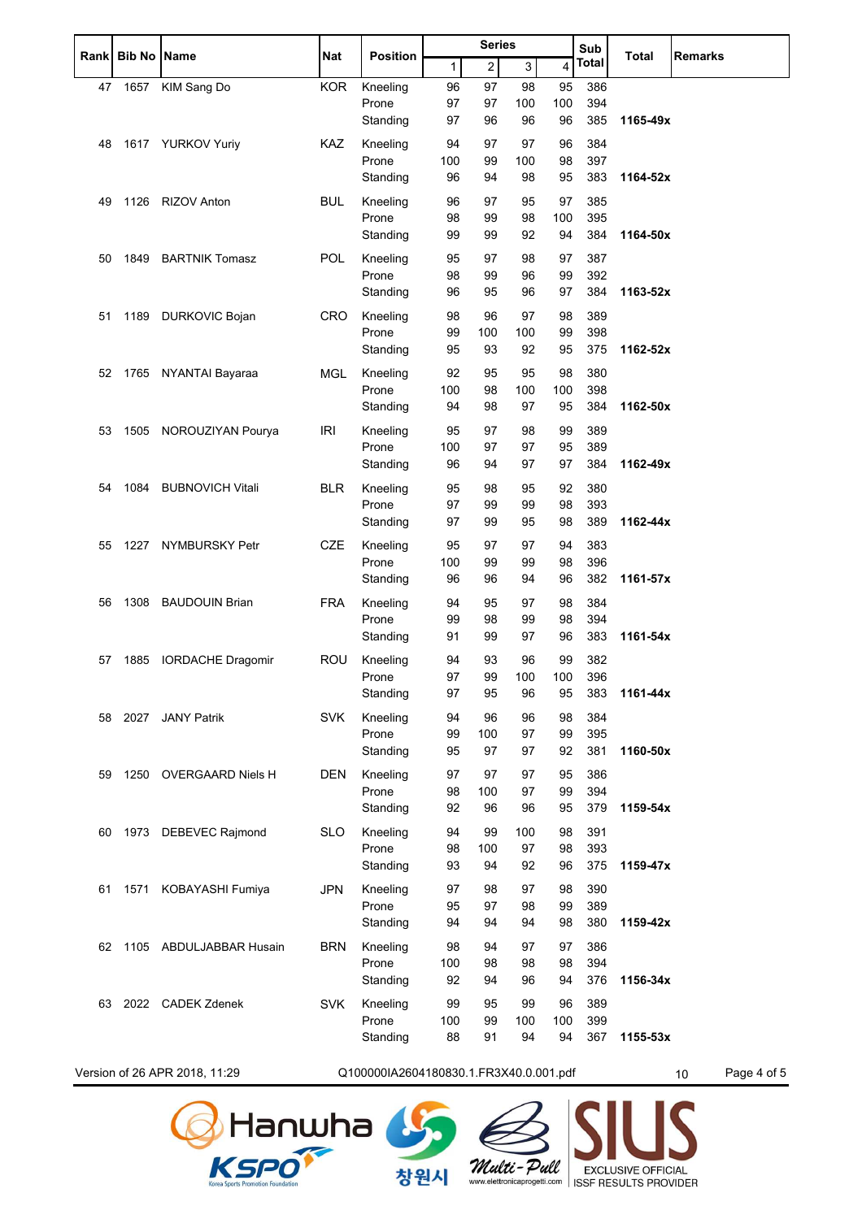| Rank | Bib No | Name | Nat | Position | Series 1 | 2 | 3 | 4 | Sub Total | Total | Remarks |
|---|---|---|---|---|---|---|---|---|---|---|---|
| 47 | 1657 | KIM Sang Do | KOR | Kneeling | 96 | 97 | 98 | 95 | 386 | | |
| | | | | Prone | 97 | 97 | 100 | 100 | 394 | | |
| | | | | Standing | 97 | 96 | 96 | 96 | 385 | **1165-49x** | |
| 48 | 1617 | YURKOV Yuriy | KAZ | Kneeling | 94 | 97 | 97 | 96 | 384 | | |
| | | | | Prone | 100 | 99 | 100 | 98 | 397 | | |
| | | | | Standing | 96 | 94 | 98 | 95 | 383 | **1164-52x** | |
| 49 | 1126 | RIZOV Anton | BUL | Kneeling | 96 | 97 | 95 | 97 | 385 | | |
| | | | | Prone | 98 | 99 | 98 | 100 | 395 | | |
| | | | | Standing | 99 | 99 | 92 | 94 | 384 | **1164-50x** | |
| 50 | 1849 | BARTNIK Tomasz | POL | Kneeling | 95 | 97 | 98 | 97 | 387 | | |
| | | | | Prone | 98 | 99 | 96 | 99 | 392 | | |
| | | | | Standing | 96 | 95 | 96 | 97 | 384 | **1163-52x** | |
| 51 | 1189 | DURKOVIC Bojan | CRO | Kneeling | 98 | 96 | 97 | 98 | 389 | | |
| | | | | Prone | 99 | 100 | 100 | 99 | 398 | | |
| | | | | Standing | 95 | 93 | 92 | 95 | 375 | **1162-52x** | |
| 52 | 1765 | NYANTAI Bayaraa | MGL | Kneeling | 92 | 95 | 95 | 98 | 380 | | |
| | | | | Prone | 100 | 98 | 100 | 100 | 398 | | |
| | | | | Standing | 94 | 98 | 97 | 95 | 384 | **1162-50x** | |
| 53 | 1505 | NOROUZIYAN Pourya | IRI | Kneeling | 95 | 97 | 98 | 99 | 389 | | |
| | | | | Prone | 100 | 97 | 97 | 95 | 389 | | |
| | | | | Standing | 96 | 94 | 97 | 97 | 384 | **1162-49x** | |
| 54 | 1084 | BUBNOVICH Vitali | BLR | Kneeling | 95 | 98 | 95 | 92 | 380 | | |
| | | | | Prone | 97 | 99 | 99 | 98 | 393 | | |
| | | | | Standing | 97 | 99 | 95 | 98 | 389 | **1162-44x** | |
| 55 | 1227 | NYMBURSKY Petr | CZE | Kneeling | 95 | 97 | 97 | 94 | 383 | | |
| | | | | Prone | 100 | 99 | 99 | 98 | 396 | | |
| | | | | Standing | 96 | 96 | 94 | 96 | 382 | **1161-57x** | |
| 56 | 1308 | BAUDOUIN Brian | FRA | Kneeling | 94 | 95 | 97 | 98 | 384 | | |
| | | | | Prone | 99 | 98 | 99 | 98 | 394 | | |
| | | | | Standing | 91 | 99 | 97 | 96 | 383 | **1161-54x** | |
| 57 | 1885 | IORDACHE Dragomir | ROU | Kneeling | 94 | 93 | 96 | 99 | 382 | | |
| | | | | Prone | 97 | 99 | 100 | 100 | 396 | | |
| | | | | Standing | 97 | 95 | 96 | 95 | 383 | **1161-44x** | |
| 58 | 2027 | JANY Patrik | SVK | Kneeling | 94 | 96 | 96 | 98 | 384 | | |
| | | | | Prone | 99 | 100 | 97 | 99 | 395 | | |
| | | | | Standing | 95 | 97 | 97 | 92 | 381 | **1160-50x** | |
| 59 | 1250 | OVERGAARD Niels H | DEN | Kneeling | 97 | 97 | 97 | 95 | 386 | | |
| | | | | Prone | 98 | 100 | 97 | 99 | 394 | | |
| | | | | Standing | 92 | 96 | 96 | 95 | 379 | **1159-54x** | |
| 60 | 1973 | DEBEVEC Rajmond | SLO | Kneeling | 94 | 99 | 100 | 98 | 391 | | |
| | | | | Prone | 98 | 100 | 97 | 98 | 393 | | |
| | | | | Standing | 93 | 94 | 92 | 96 | 375 | **1159-47x** | |
| 61 | 1571 | KOBAYASHI Fumiya | JPN | Kneeling | 97 | 98 | 97 | 98 | 390 | | |
| | | | | Prone | 95 | 97 | 98 | 99 | 389 | | |
| | | | | Standing | 94 | 94 | 94 | 98 | 380 | **1159-42x** | |
| 62 | 1105 | ABDULJABBAR Husain | BRN | Kneeling | 98 | 94 | 97 | 97 | 386 | | |
| | | | | Prone | 100 | 98 | 98 | 98 | 394 | | |
| | | | | Standing | 92 | 94 | 96 | 94 | 376 | **1156-34x** | |
| 63 | 2022 | CADEK Zdenek | SVK | Kneeling | 99 | 95 | 99 | 96 | 389 | | |
| | | | | Prone | 100 | 99 | 100 | 100 | 399 | | |
| | | | | Standing | 88 | 91 | 94 | 94 | 367 | **1155-53x** | |

Version of 26 APR 2018, 11:29    Q100000IA2604180830.1.FR3X40.0.001.pdf    10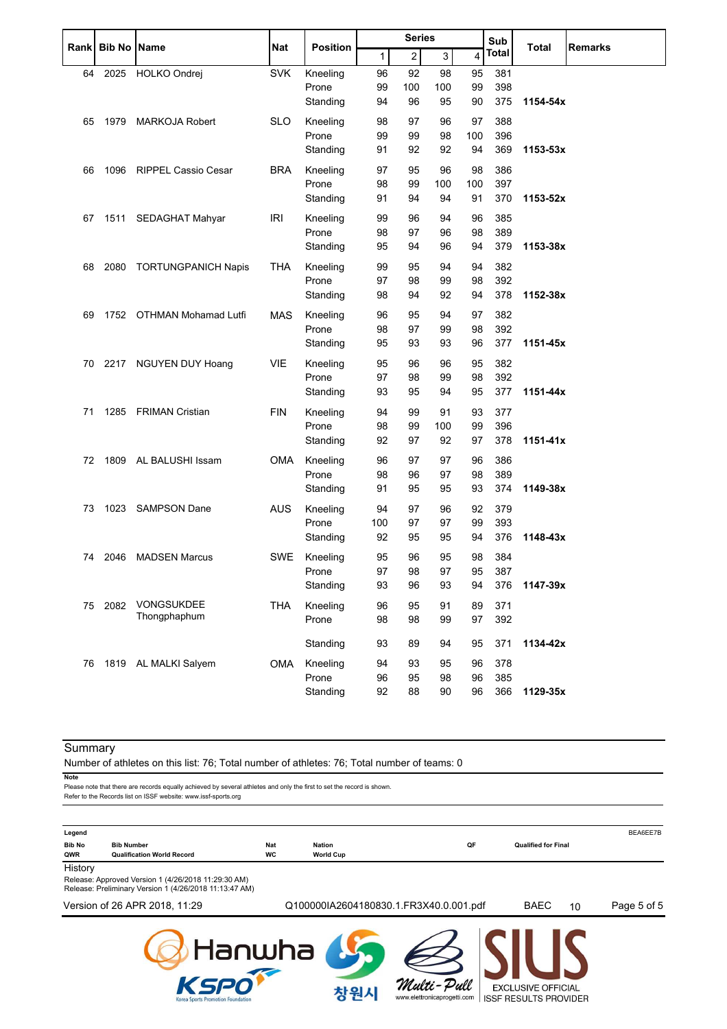| Rank | Bib No | Name | Nat | Position | Series 1 | 2 | 3 | 4 | Sub Total | Total | Remarks |
|---|---|---|---|---|---|---|---|---|---|---|---|
| 64 | 2025 | HOLKO Ondrej | SVK | Kneeling | 96 | 92 | 98 | 95 | 381 | | |
| | | | | Prone | 99 | 100 | 100 | 99 | 398 | | |
| | | | | Standing | 94 | 96 | 95 | 90 | 375 | **1154-54x** | |
| 65 | 1979 | MARKOJA Robert | SLO | Kneeling | 98 | 97 | 96 | 97 | 388 | | |
| | | | | Prone | 99 | 99 | 98 | 100 | 396 | | |
| | | | | Standing | 91 | 92 | 92 | 94 | 369 | **1153-53x** | |
| 66 | 1096 | RIPPEL Cassio Cesar | BRA | Kneeling | 97 | 95 | 96 | 98 | 386 | | |
| | | | | Prone | 98 | 99 | 100 | 100 | 397 | | |
| | | | | Standing | 91 | 94 | 94 | 91 | 370 | **1153-52x** | |
| 67 | 1511 | SEDAGHAT Mahyar | IRI | Kneeling | 99 | 96 | 94 | 96 | 385 | | |
| | | | | Prone | 98 | 97 | 96 | 98 | 389 | | |
| | | | | Standing | 95 | 94 | 96 | 94 | 379 | **1153-38x** | |
| 68 | 2080 | TORTUNGPANICH Napis | THA | Kneeling | 99 | 95 | 94 | 94 | 382 | | |
| | | | | Prone | 97 | 98 | 99 | 98 | 392 | | |
| | | | | Standing | 98 | 94 | 92 | 94 | 378 | **1152-38x** | |
| 69 | 1752 | OTHMAN Mohamad Lutfi | MAS | Kneeling | 96 | 95 | 94 | 97 | 382 | | |
| | | | | Prone | 98 | 97 | 99 | 98 | 392 | | |
| | | | | Standing | 95 | 93 | 93 | 96 | 377 | **1151-45x** | |
| 70 | 2217 | NGUYEN DUY Hoang | VIE | Kneeling | 95 | 96 | 96 | 95 | 382 | | |
| | | | | Prone | 97 | 98 | 99 | 98 | 392 | | |
| | | | | Standing | 93 | 95 | 94 | 95 | 377 | **1151-44x** | |
| 71 | 1285 | FRIMAN Cristian | FIN | Kneeling | 94 | 99 | 91 | 93 | 377 | | |
| | | | | Prone | 98 | 99 | 100 | 99 | 396 | | |
| | | | | Standing | 92 | 97 | 92 | 97 | 378 | **1151-41x** | |
| 72 | 1809 | AL BALUSHI Issam | OMA | Kneeling | 96 | 97 | 97 | 96 | 386 | | |
| | | | | Prone | 98 | 96 | 97 | 98 | 389 | | |
| | | | | Standing | 91 | 95 | 95 | 93 | 374 | **1149-38x** | |
| 73 | 1023 | SAMPSON Dane | AUS | Kneeling | 94 | 97 | 96 | 92 | 379 | | |
| | | | | Prone | 100 | 97 | 97 | 99 | 393 | | |
| | | | | Standing | 92 | 95 | 95 | 94 | 376 | **1148-43x** | |
| 74 | 2046 | MADSEN Marcus | SWE | Kneeling | 95 | 96 | 95 | 98 | 384 | | |
| | | | | Prone | 97 | 98 | 97 | 95 | 387 | | |
| | | | | Standing | 93 | 96 | 93 | 94 | 376 | **1147-39x** | |
| 75 | 2082 | VONGSUKDEE Thongphaphum | THA | Kneeling | 96 | 95 | 91 | 89 | 371 | | |
| | | | | Prone | 98 | 98 | 99 | 97 | 392 | | |
| | | | | Standing | 93 | 89 | 94 | 95 | 371 | **1134-42x** | |
| 76 | 1819 | AL MALKI Salyem | OMA | Kneeling | 94 | 93 | 95 | 96 | 378 | | |
| | | | | Prone | 96 | 95 | 98 | 96 | 385 | | |
| | | | | Standing | 92 | 88 | 90 | 96 | 366 | **1129-35x** | |

## Summary

Number of athletes on this list: 76; Total number of athletes: 76; Total number of teams: 0

**Note**

Please note that there are records equally achieved by several athletes and only the first to set the record is shown.
Refer to the Records list on ISSF website: www.issf-sports.org

**Legend**

| | | | | | |
|---|---|---|---|---|---|
| **Bib No** | **Bib Number** | **Nat** | **Nation** | **QF** | **Qualified for Final** |
| **QWR** | **Qualification World Record** | **WC** | **World Cup** | | |

BEA6EE7B

History

Release: Approved Version 1 (4/26/2018 11:29:30 AM)
Release: Preliminary Version 1 (4/26/2018 11:13:47 AM)

Version of 26 APR 2018, 11:29 Q100000IA2604180830.1.FR3X40.0.001.pdf BAEC 10

Hanwha KSPO Korea Sports Promotion Foundation 창원시 Multi-Pull www.elettronicaprogetti.com SIUS EXCLUSIVE OFFICIAL ISSF RESULTS PROVIDER